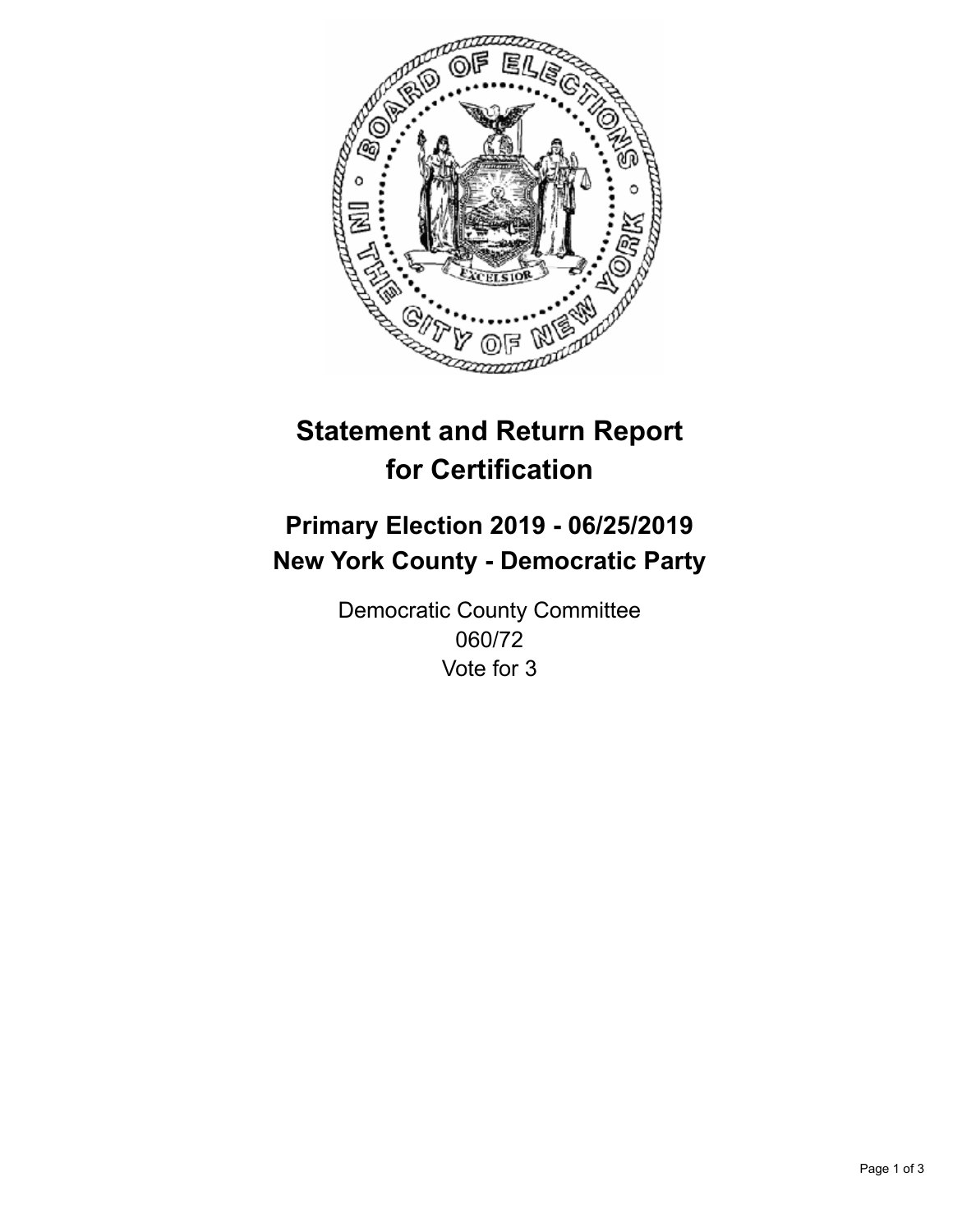# Statement and Return Report for Certification

## Primary Election 2019 - 06/25/2019
## New York County - Democratic Party

Democratic County Committee
060/72
Vote for 3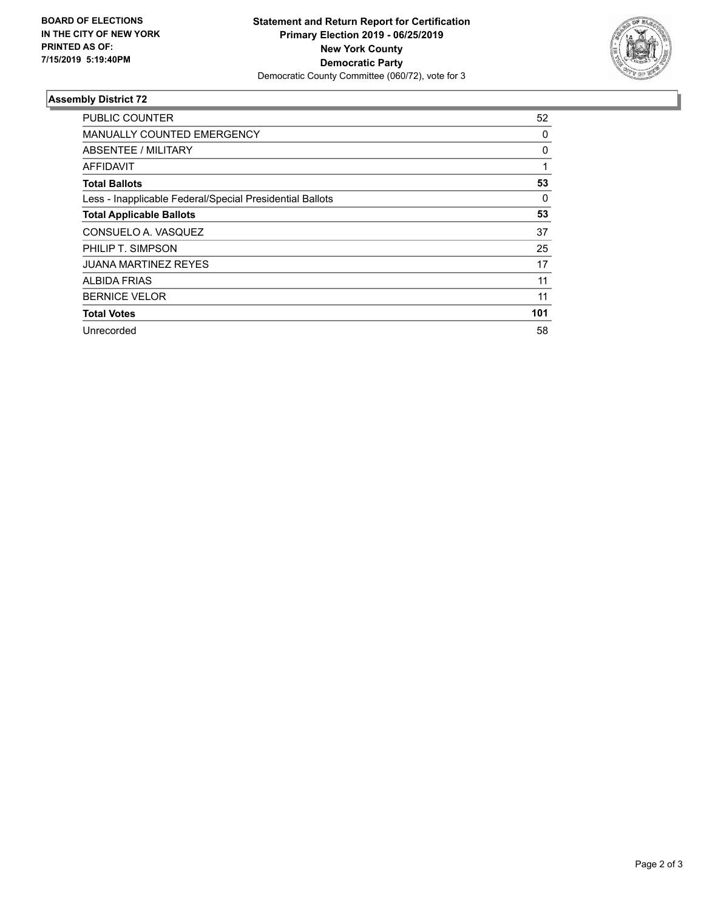**BOARD OF ELECTIONS IN THE CITY OF NEW YORK PRINTED AS OF: 7/15/2019 5:19:40PM**

**Statement and Return Report for Certification**
**Primary Election 2019 - 06/25/2019**
**New York County**
**Democratic Party**
Democratic County Committee (060/72), vote for 3

### Assembly District 72

| | |
|---|---|
| PUBLIC COUNTER | 52 |
| MANUALLY COUNTED EMERGENCY | 0 |
| ABSENTEE / MILITARY | 0 |
| AFFIDAVIT | 1 |
| **Total Ballots** | **53** |
| Less - Inapplicable Federal/Special Presidential Ballots | 0 |
| **Total Applicable Ballots** | **53** |
| CONSUELO A. VASQUEZ | 37 |
| PHILIP T. SIMPSON | 25 |
| JUANA MARTINEZ REYES | 17 |
| ALBIDA FRIAS | 11 |
| BERNICE VELOR | 11 |
| **Total Votes** | **101** |
| Unrecorded | 58 |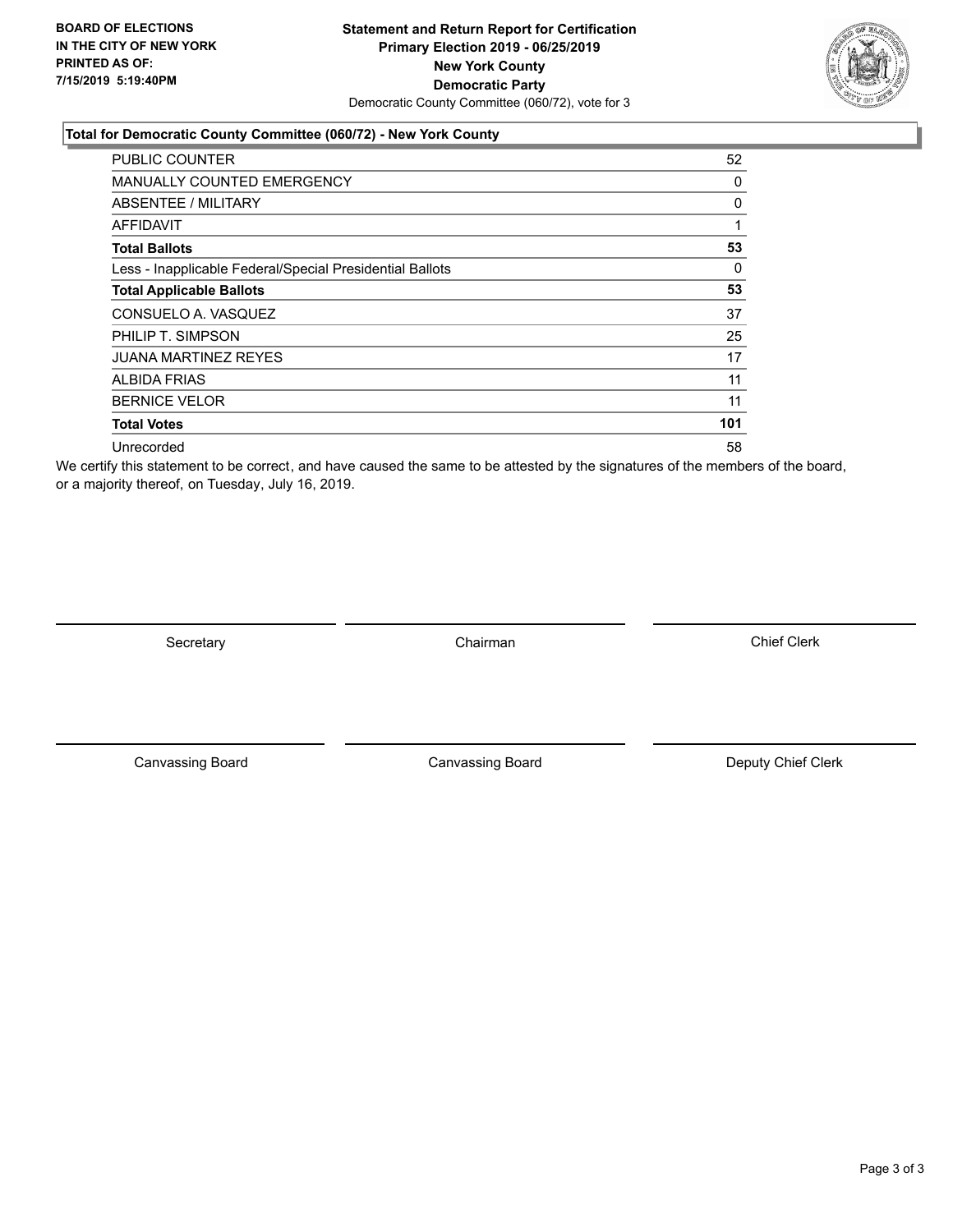**BOARD OF ELECTIONS IN THE CITY OF NEW YORK PRINTED AS OF: 7/15/2019 5:19:40PM**

**Statement and Return Report for Certification Primary Election 2019 - 06/25/2019 New York County Democratic Party**

Democratic County Committee (060/72), vote for 3

**Total for Democratic County Committee (060/72) - New York County**

| | |
|---|---|
| PUBLIC COUNTER | 52 |
| MANUALLY COUNTED EMERGENCY | 0 |
| ABSENTEE / MILITARY | 0 |
| AFFIDAVIT | 1 |
| **Total Ballots** | **53** |
| Less - Inapplicable Federal/Special Presidential Ballots | 0 |
| **Total Applicable Ballots** | **53** |
| CONSUELO A. VASQUEZ | 37 |
| PHILIP T. SIMPSON | 25 |
| JUANA MARTINEZ REYES | 17 |
| ALBIDA FRIAS | 11 |
| BERNICE VELOR | 11 |
| **Total Votes** | **101** |
| Unrecorded | 58 |

We certify this statement to be correct, and have caused the same to be attested by the signatures of the members of the board, or a majority thereof, on Tuesday, July 16, 2019.

Secretary

Chairman

Chief Clerk

Canvassing Board

Canvassing Board

Deputy Chief Clerk